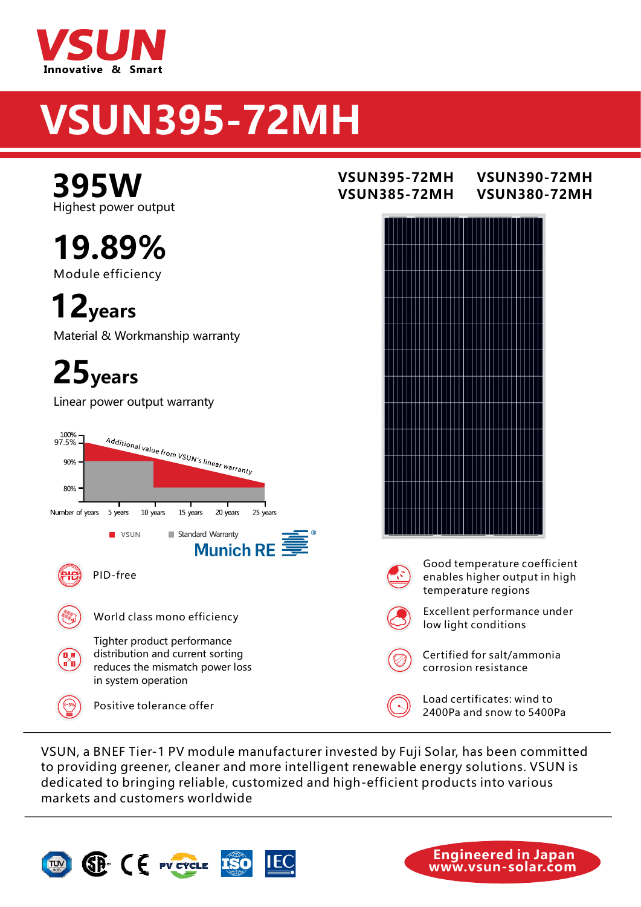# VSUN

Innovative & Smart

# VSUN395-72MH

**VSUN395-72MH** **VSUN390-72MH**
**VSUN385-72MH** **VSUN380-72MH**

## 395W
Highest power output

## 19.89%
Module efficiency

## 12years
Material & Workmanship warranty

## 25years
Linear power output warranty

100%
97.5%
90%
80%

Additional value from VSUN's linear warranty

Number of years 5 years 10 years 15 years 20 years 25 years

VSUN Standard Warranty

Munich RE

- PID-free
- World class mono efficiency
- Tighter product performance distribution and current sorting reduces the mismatch power loss in system operation
- Positive tolerance offer
- Good temperature coefficient enables higher output in high temperature regions
- Excellent performance under low light conditions
- Certified for salt/ammonia corrosion resistance
- Load certificates: wind to 2400Pa and snow to 5400Pa

VSUN, a BNEF Tier-1 PV module manufacturer invested by Fuji Solar, has been committed to providing greener, cleaner and more intelligent renewable energy solutions. VSUN is dedicated to bringing reliable, customized and high-efficient products into various markets and customers worldwide

**Engineered in Japan**
**www.vsun-solar.com**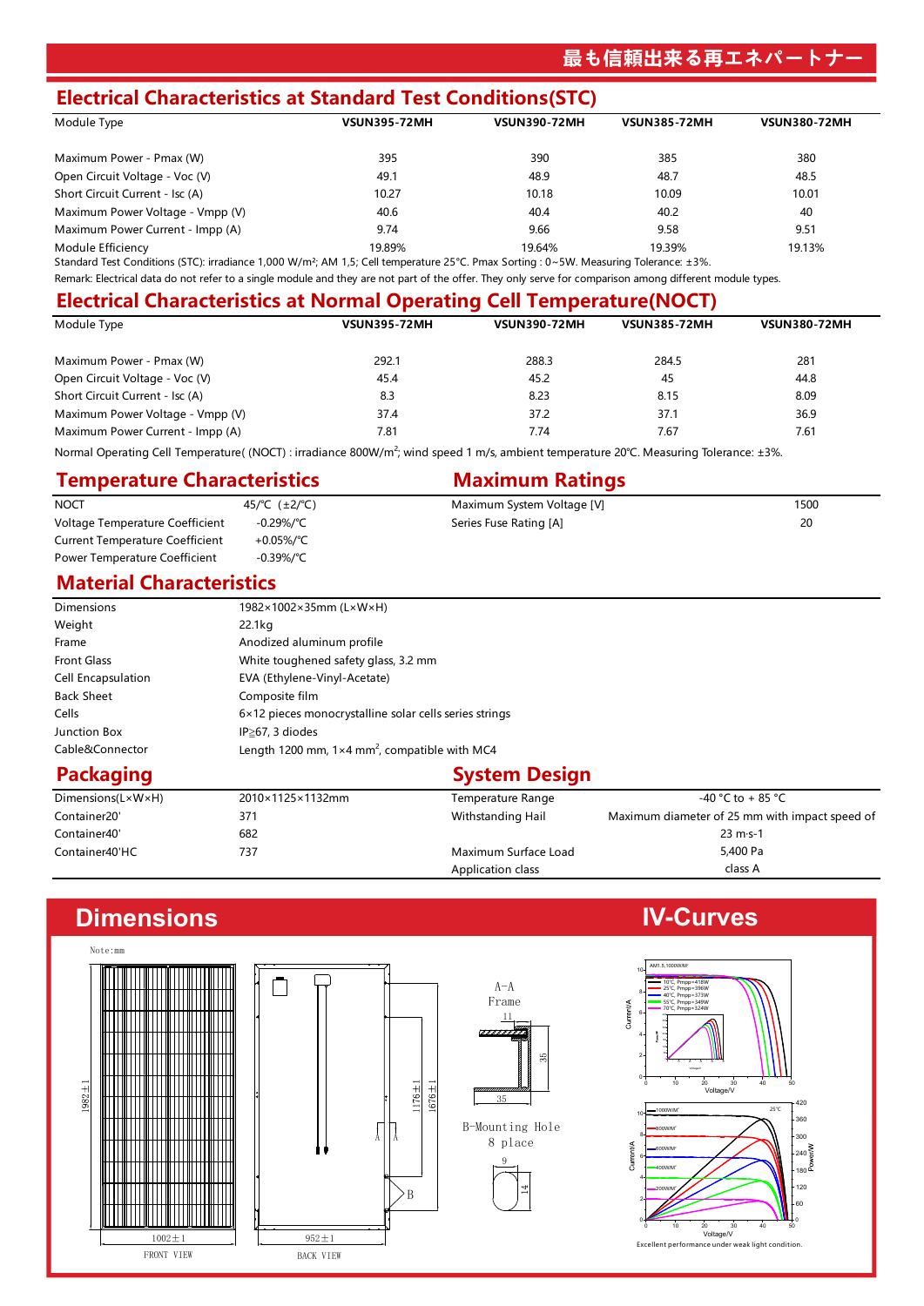最も信頼出来る再エネパートナー

## Electrical Characteristics at Standard Test Conditions(STC)

| Module Type | VSUN395-72MH | VSUN390-72MH | VSUN385-72MH | VSUN380-72MH |
|---|---|---|---|---|
| Maximum Power - Pmax (W) | 395 | 390 | 385 | 380 |
| Open Circuit Voltage - Voc (V) | 49.1 | 48.9 | 48.7 | 48.5 |
| Short Circuit Current - Isc (A) | 10.27 | 10.18 | 10.09 | 10.01 |
| Maximum Power Voltage - Vmpp (V) | 40.6 | 40.4 | 40.2 | 40 |
| Maximum Power Current - Impp (A) | 9.74 | 9.66 | 9.58 | 9.51 |
| Module Efficiency | 19.89% | 19.64% | 19.39% | 19.13% |

Standard Test Conditions (STC): irradiance 1,000 W/m²; AM 1,5; Cell temperature 25°C. Pmax Sorting : 0~5W. Measuring Tolerance: ±3%.

Remark: Electrical data do not refer to a single module and they are not part of the offer. They only serve for comparison among different module types.

## Electrical Characteristics at Normal Operating Cell Temperature(NOCT)

| Module Type | VSUN395-72MH | VSUN390-72MH | VSUN385-72MH | VSUN380-72MH |
|---|---|---|---|---|
| Maximum Power - Pmax (W) | 292.1 | 288.3 | 284.5 | 281 |
| Open Circuit Voltage - Voc (V) | 45.4 | 45.2 | 45 | 44.8 |
| Short Circuit Current - Isc (A) | 8.3 | 8.23 | 8.15 | 8.09 |
| Maximum Power Voltage - Vmpp (V) | 37.4 | 37.2 | 37.1 | 36.9 |
| Maximum Power Current - Impp (A) | 7.81 | 7.74 | 7.67 | 7.61 |

Normal Operating Cell Temperature( (NOCT) : irradiance 800W/m²; wind speed 1 m/s, ambient temperature 20℃. Measuring Tolerance: ±3%.

## Temperature Characteristics

| | |
|---|---|
| NOCT | 45/℃ (±2/℃) |
| Voltage Temperature Coefficient | -0.29%/℃ |
| Current Temperature Coefficient | +0.05%/℃ |
| Power Temperature Coefficient | -0.39%/℃ |

## Maximum Ratings

| | |
|---|---|
| Maximum System Voltage [V] | 1500 |
| Series Fuse Rating [A] | 20 |

## Material Characteristics

| | |
|---|---|
| Dimensions | 1982×1002×35mm (L×W×H) |
| Weight | 22.1kg |
| Frame | Anodized aluminum profile |
| Front Glass | White toughened safety glass, 3.2 mm |
| Cell Encapsulation | EVA (Ethylene-Vinyl-Acetate) |
| Back Sheet | Composite film |
| Cells | 6×12 pieces monocrystalline solar cells series strings |
| Junction Box | IP≧67, 3 diodes |
| Cable&Connector | Length 1200 mm, 1×4 mm², compatible with MC4 |

## Packaging

| | |
|---|---|
| Dimensions(L×W×H) | 2010×1125×1132mm |
| Container20' | 371 |
| Container40' | 682 |
| Container40'HC | 737 |

## System Design

| | |
|---|---|
| Temperature Range | -40 °C to + 85 °C |
| Withstanding Hail | Maximum diameter of 25 mm with impact speed of 23 m·s-1 |
| Maximum Surface Load | 5,400 Pa |
| Application class | class A |

## Dimensions

Note:mm

1982±1
1002±1
FRONT VIEW

1176±1
1676±1
952±1
A A
B
BACK VIEW

A-A
Frame
11
35
35

B-Mounting Hole
8 place
9
14

## IV-Curves

AM1.5,1000W/M²
10℃, Pmpp=418W
25℃, Pmpp=396W
40℃, Pmpp=373W
55℃, Pmpp=349W
70℃, Pmpp=324W
Current/A
Voltage/V

1000W/M²
800W/M²
600W/M²
400W/M²
200W/M²
25℃
Current/A
Power/W
Voltage/V

Excellent performance under weak light condition.